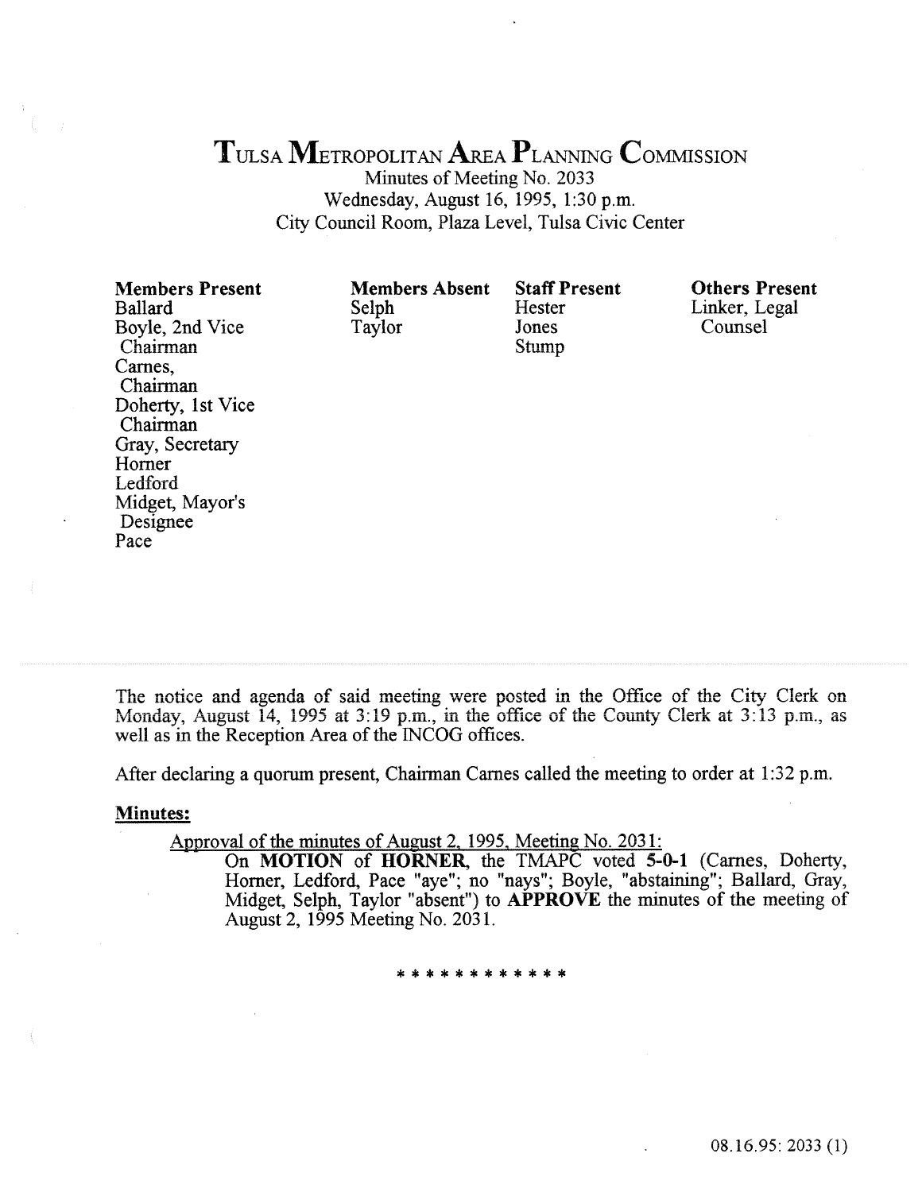# TULSA METROPOLITAN AREA PLANNING COMMISSION

Minutes of Meeting No. 2033
Wednesday, August 16, 1995, 1:30 p.m.
City Council Room, Plaza Level, Tulsa Civic Center

| Members Present | Members Absent | Staff Present | Others Present |
|---|---|---|---|
| Ballard | Selph | Hester | Linker, Legal Counsel |
| Boyle, 2nd Vice Chairman | Taylor | Jones | |
| Carnes, Chairman | | Stump | |
| Doherty, 1st Vice Chairman | | | |
| Gray, Secretary | | | |
| Horner | | | |
| Ledford | | | |
| Midget, Mayor's Designee | | | |
| Pace | | | |

The notice and agenda of said meeting were posted in the Office of the City Clerk on Monday, August 14, 1995 at 3:19 p.m., in the office of the County Clerk at 3:13 p.m., as well as in the Reception Area of the INCOG offices.

After declaring a quorum present, Chairman Carnes called the meeting to order at 1:32 p.m.

**Minutes:**

Approval of the minutes of August 2, 1995, Meeting No. 2031:

On **MOTION** of **HORNER**, the TMAPC voted **5-0-1** (Carnes, Doherty, Horner, Ledford, Pace "aye"; no "nays"; Boyle, "abstaining"; Ballard, Gray, Midget, Selph, Taylor "absent") to **APPROVE** the minutes of the meeting of August 2, 1995 Meeting No. 2031.

\* \* \* \* \* \* \* \* \* \* \* \*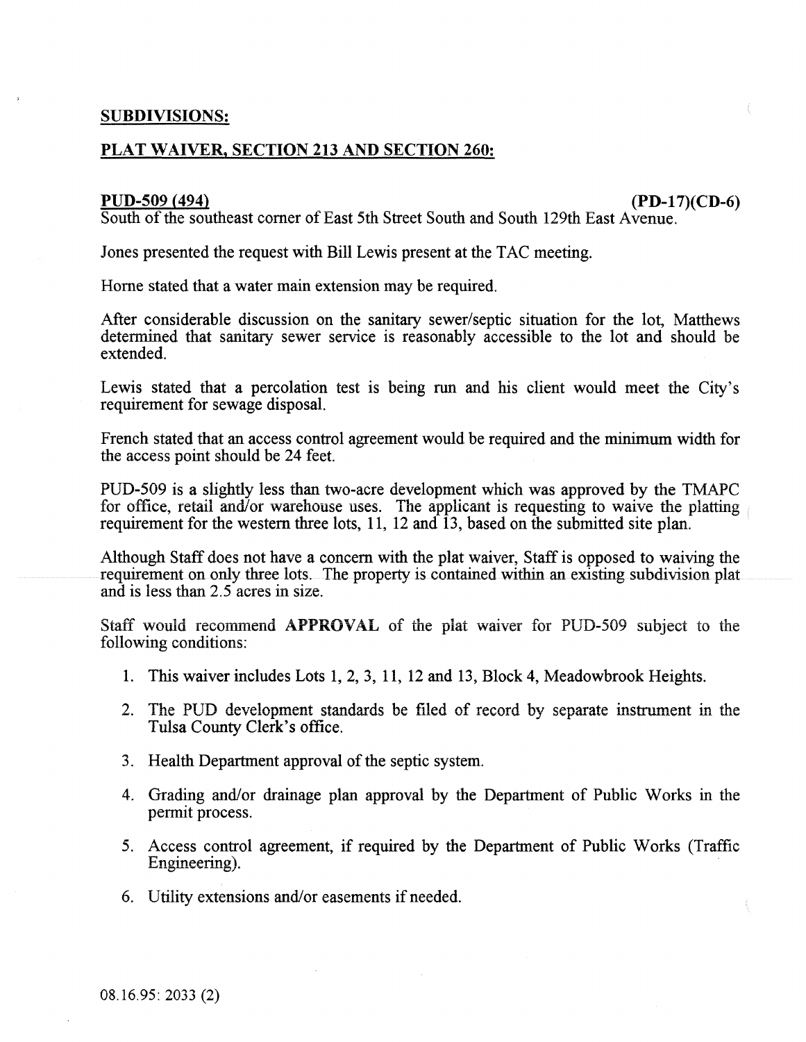## SUBDIVISIONS:

## PLAT WAIVER, SECTION 213 AND SECTION 260:

**PUD-509 (494)** **(PD-17)(CD-6)**

South of the southeast corner of East 5th Street South and South 129th East Avenue.

Jones presented the request with Bill Lewis present at the TAC meeting.

Horne stated that a water main extension may be required.

After considerable discussion on the sanitary sewer/septic situation for the lot, Matthews determined that sanitary sewer service is reasonably accessible to the lot and should be extended.

Lewis stated that a percolation test is being run and his client would meet the City's requirement for sewage disposal.

French stated that an access control agreement would be required and the minimum width for the access point should be 24 feet.

PUD-509 is a slightly less than two-acre development which was approved by the TMAPC for office, retail and/or warehouse uses. The applicant is requesting to waive the platting requirement for the western three lots, 11, 12 and 13, based on the submitted site plan.

Although Staff does not have a concern with the plat waiver, Staff is opposed to waiving the requirement on only three lots. The property is contained within an existing subdivision plat and is less than 2.5 acres in size.

Staff would recommend **APPROVAL** of the plat waiver for PUD-509 subject to the following conditions:

1. This waiver includes Lots 1, 2, 3, 11, 12 and 13, Block 4, Meadowbrook Heights.
2. The PUD development standards be filed of record by separate instrument in the Tulsa County Clerk's office.
3. Health Department approval of the septic system.
4. Grading and/or drainage plan approval by the Department of Public Works in the permit process.
5. Access control agreement, if required by the Department of Public Works (Traffic Engineering).
6. Utility extensions and/or easements if needed.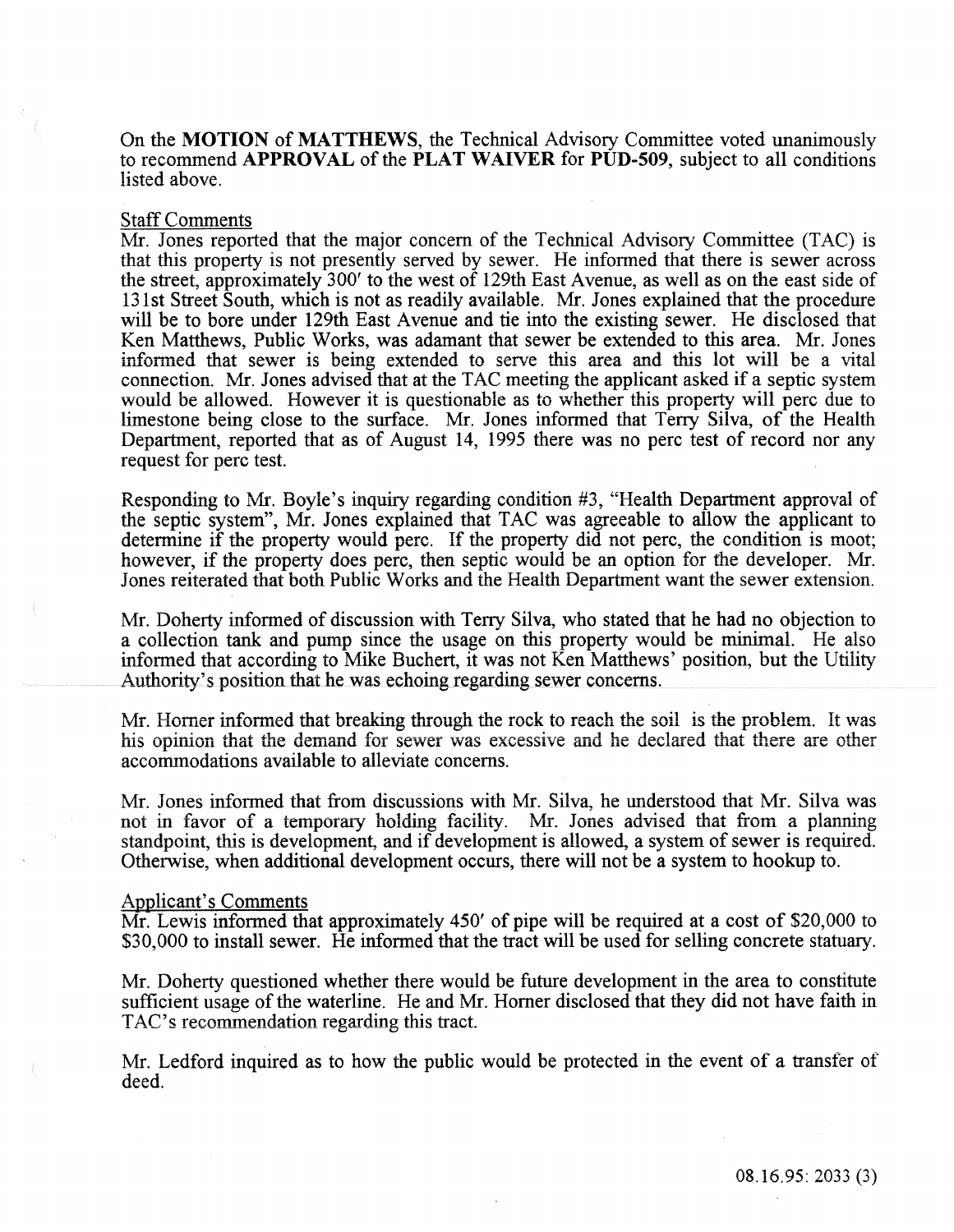On the **MOTION** of **MATTHEWS**, the Technical Advisory Committee voted unanimously to recommend **APPROVAL** of the **PLAT WAIVER** for **PUD-509**, subject to all conditions listed above.

Staff Comments

Mr. Jones reported that the major concern of the Technical Advisory Committee (TAC) is that this property is not presently served by sewer. He informed that there is sewer across the street, approximately 300′ to the west of 129th East Avenue, as well as on the east side of 131st Street South, which is not as readily available. Mr. Jones explained that the procedure will be to bore under 129th East Avenue and tie into the existing sewer. He disclosed that Ken Matthews, Public Works, was adamant that sewer be extended to this area. Mr. Jones informed that sewer is being extended to serve this area and this lot will be a vital connection. Mr. Jones advised that at the TAC meeting the applicant asked if a septic system would be allowed. However it is questionable as to whether this property will perc due to limestone being close to the surface. Mr. Jones informed that Terry Silva, of the Health Department, reported that as of August 14, 1995 there was no perc test of record nor any request for perc test.

Responding to Mr. Boyle's inquiry regarding condition #3, "Health Department approval of the septic system", Mr. Jones explained that TAC was agreeable to allow the applicant to determine if the property would perc. If the property did not perc, the condition is moot; however, if the property does perc, then septic would be an option for the developer. Mr. Jones reiterated that both Public Works and the Health Department want the sewer extension.

Mr. Doherty informed of discussion with Terry Silva, who stated that he had no objection to a collection tank and pump since the usage on this property would be minimal. He also informed that according to Mike Buchert, it was not Ken Matthews' position, but the Utility Authority's position that he was echoing regarding sewer concerns.

Mr. Horner informed that breaking through the rock to reach the soil is the problem. It was his opinion that the demand for sewer was excessive and he declared that there are other accommodations available to alleviate concerns.

Mr. Jones informed that from discussions with Mr. Silva, he understood that Mr. Silva was not in favor of a temporary holding facility. Mr. Jones advised that from a planning standpoint, this is development, and if development is allowed, a system of sewer is required. Otherwise, when additional development occurs, there will not be a system to hookup to.

Applicant's Comments

Mr. Lewis informed that approximately 450′ of pipe will be required at a cost of $20,000 to $30,000 to install sewer. He informed that the tract will be used for selling concrete statuary.

Mr. Doherty questioned whether there would be future development in the area to constitute sufficient usage of the waterline. He and Mr. Horner disclosed that they did not have faith in TAC's recommendation regarding this tract.

Mr. Ledford inquired as to how the public would be protected in the event of a transfer of deed.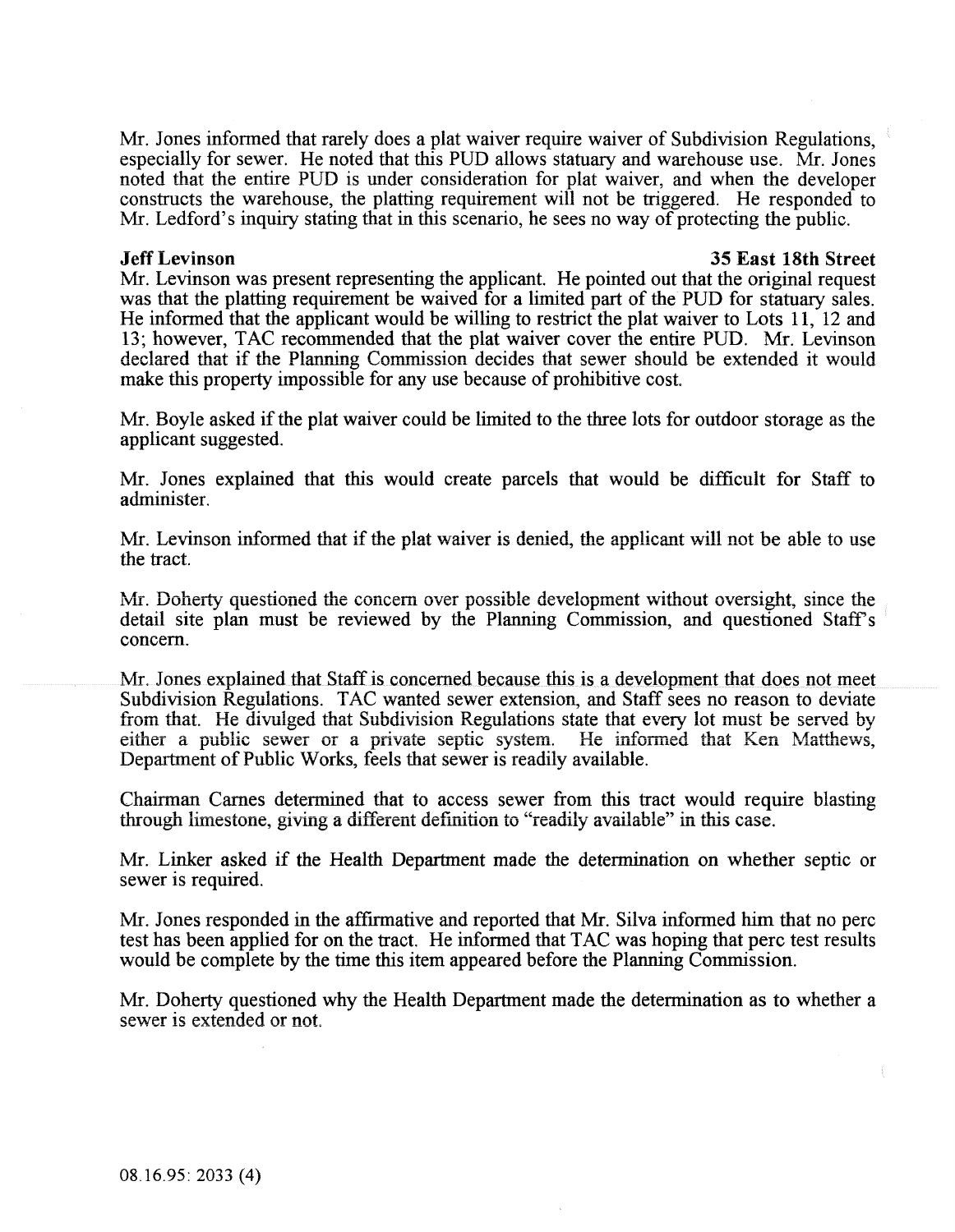Mr. Jones informed that rarely does a plat waiver require waiver of Subdivision Regulations, especially for sewer. He noted that this PUD allows statuary and warehouse use. Mr. Jones noted that the entire PUD is under consideration for plat waiver, and when the developer constructs the warehouse, the platting requirement will not be triggered. He responded to Mr. Ledford's inquiry stating that in this scenario, he sees no way of protecting the public.

**Jeff Levinson** **35 East 18th Street**

Mr. Levinson was present representing the applicant. He pointed out that the original request was that the platting requirement be waived for a limited part of the PUD for statuary sales. He informed that the applicant would be willing to restrict the plat waiver to Lots 11, 12 and 13; however, TAC recommended that the plat waiver cover the entire PUD. Mr. Levinson declared that if the Planning Commission decides that sewer should be extended it would make this property impossible for any use because of prohibitive cost.

Mr. Boyle asked if the plat waiver could be limited to the three lots for outdoor storage as the applicant suggested.

Mr. Jones explained that this would create parcels that would be difficult for Staff to administer.

Mr. Levinson informed that if the plat waiver is denied, the applicant will not be able to use the tract.

Mr. Doherty questioned the concern over possible development without oversight, since the detail site plan must be reviewed by the Planning Commission, and questioned Staff's concern.

Mr. Jones explained that Staff is concerned because this is a development that does not meet Subdivision Regulations. TAC wanted sewer extension, and Staff sees no reason to deviate from that. He divulged that Subdivision Regulations state that every lot must be served by either a public sewer or a private septic system. He informed that Ken Matthews, Department of Public Works, feels that sewer is readily available.

Chairman Carnes determined that to access sewer from this tract would require blasting through limestone, giving a different definition to "readily available" in this case.

Mr. Linker asked if the Health Department made the determination on whether septic or sewer is required.

Mr. Jones responded in the affirmative and reported that Mr. Silva informed him that no perc test has been applied for on the tract. He informed that TAC was hoping that perc test results would be complete by the time this item appeared before the Planning Commission.

Mr. Doherty questioned why the Health Department made the determination as to whether a sewer is extended or not.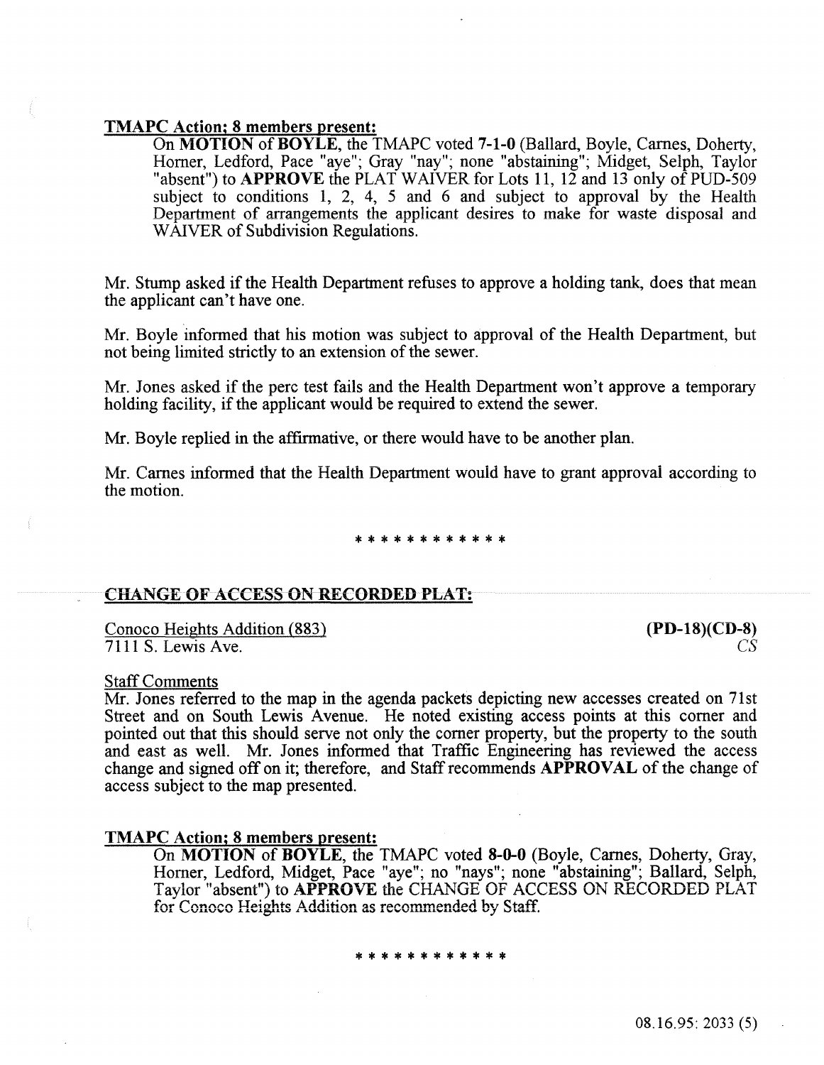**TMAPC Action; 8 members present:**

On **MOTION** of **BOYLE**, the TMAPC voted **7-1-0** (Ballard, Boyle, Carnes, Doherty, Horner, Ledford, Pace "aye"; Gray "nay"; none "abstaining"; Midget, Selph, Taylor "absent") to **APPROVE** the PLAT WAIVER for Lots 11, 12 and 13 only of PUD-509 subject to conditions 1, 2, 4, 5 and 6 and subject to approval by the Health Department of arrangements the applicant desires to make for waste disposal and WAIVER of Subdivision Regulations.

Mr. Stump asked if the Health Department refuses to approve a holding tank, does that mean the applicant can't have one.

Mr. Boyle informed that his motion was subject to approval of the Health Department, but not being limited strictly to an extension of the sewer.

Mr. Jones asked if the perc test fails and the Health Department won't approve a temporary holding facility, if the applicant would be required to extend the sewer.

Mr. Boyle replied in the affirmative, or there would have to be another plan.

Mr. Carnes informed that the Health Department would have to grant approval according to the motion.

\* \* \* \* \* \* \* \* \* \* \* \*

**CHANGE OF ACCESS ON RECORDED PLAT:**

Conoco Heights Addition (883) **(PD-18)(CD-8)**
7111 S. Lewis Ave. *CS*

Staff Comments

Mr. Jones referred to the map in the agenda packets depicting new accesses created on 71st Street and on South Lewis Avenue. He noted existing access points at this corner and pointed out that this should serve not only the corner property, but the property to the south and east as well. Mr. Jones informed that Traffic Engineering has reviewed the access change and signed off on it; therefore, and Staff recommends **APPROVAL** of the change of access subject to the map presented.

**TMAPC Action; 8 members present:**

On **MOTION** of **BOYLE**, the TMAPC voted **8-0-0** (Boyle, Carnes, Doherty, Gray, Horner, Ledford, Midget, Pace "aye"; no "nays"; none "abstaining"; Ballard, Selph, Taylor "absent") to **APPROVE** the CHANGE OF ACCESS ON RECORDED PLAT for Conoco Heights Addition as recommended by Staff.

\* \* \* \* \* \* \* \* \* \* \* \*

08.16.95: 2033 (5)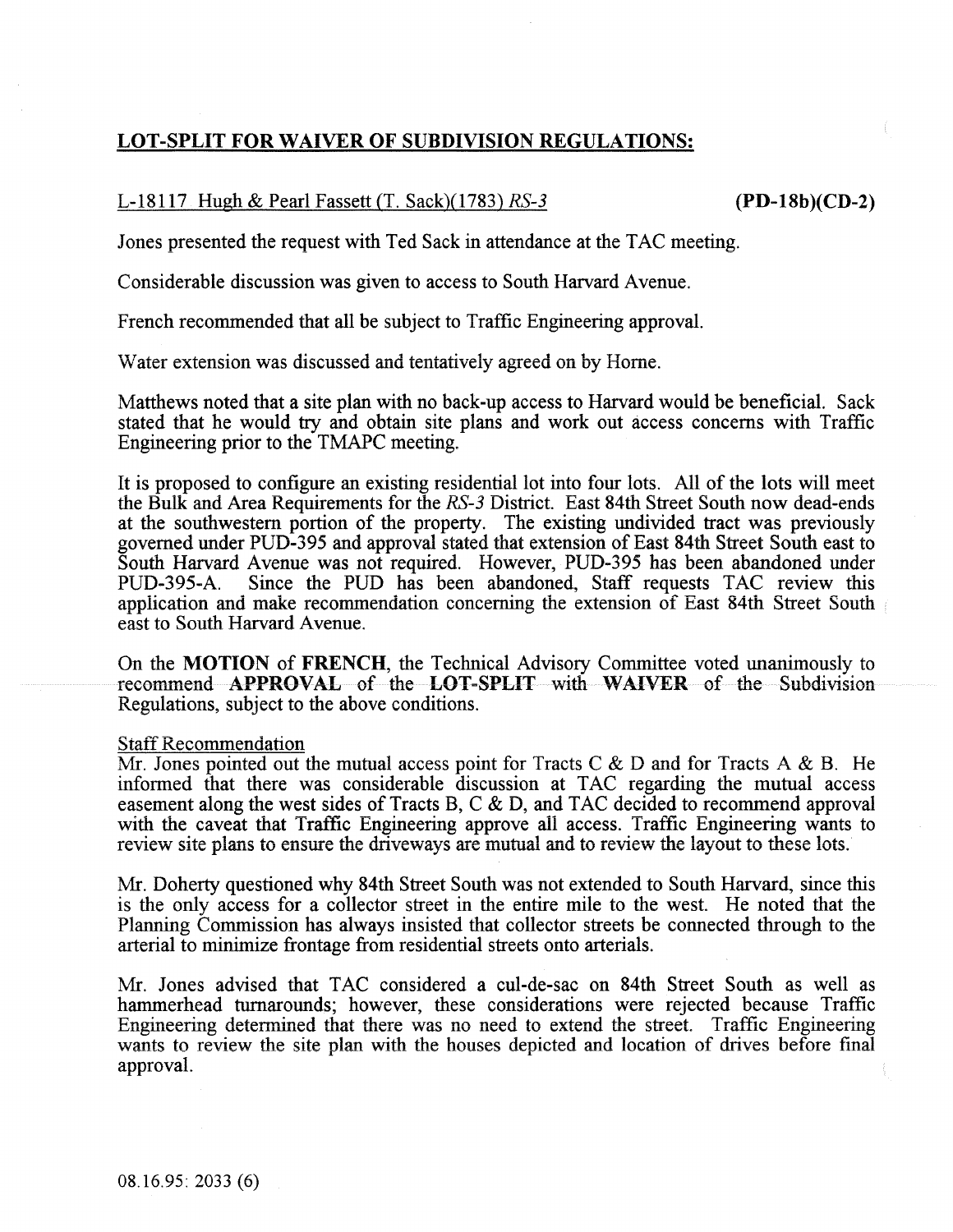## LOT-SPLIT FOR WAIVER OF SUBDIVISION REGULATIONS:

L-18117 Hugh & Pearl Fassett (T. Sack)(1783) *RS-3* **(PD-18b)(CD-2)**

Jones presented the request with Ted Sack in attendance at the TAC meeting.

Considerable discussion was given to access to South Harvard Avenue.

French recommended that all be subject to Traffic Engineering approval.

Water extension was discussed and tentatively agreed on by Horne.

Matthews noted that a site plan with no back-up access to Harvard would be beneficial. Sack stated that he would try and obtain site plans and work out access concerns with Traffic Engineering prior to the TMAPC meeting.

It is proposed to configure an existing residential lot into four lots. All of the lots will meet the Bulk and Area Requirements for the *RS-3* District. East 84th Street South now dead-ends at the southwestern portion of the property. The existing undivided tract was previously governed under PUD-395 and approval stated that extension of East 84th Street South east to South Harvard Avenue was not required. However, PUD-395 has been abandoned under PUD-395-A. Since the PUD has been abandoned, Staff requests TAC review this application and make recommendation concerning the extension of East 84th Street South east to South Harvard Avenue.

On the **MOTION** of **FRENCH**, the Technical Advisory Committee voted unanimously to recommend **APPROVAL** of the **LOT-SPLIT** with **WAIVER** of the Subdivision Regulations, subject to the above conditions.

Staff Recommendation

Mr. Jones pointed out the mutual access point for Tracts C & D and for Tracts A & B. He informed that there was considerable discussion at TAC regarding the mutual access easement along the west sides of Tracts B, C & D, and TAC decided to recommend approval with the caveat that Traffic Engineering approve all access. Traffic Engineering wants to review site plans to ensure the driveways are mutual and to review the layout to these lots.

Mr. Doherty questioned why 84th Street South was not extended to South Harvard, since this is the only access for a collector street in the entire mile to the west. He noted that the Planning Commission has always insisted that collector streets be connected through to the arterial to minimize frontage from residential streets onto arterials.

Mr. Jones advised that TAC considered a cul-de-sac on 84th Street South as well as hammerhead turnarounds; however, these considerations were rejected because Traffic Engineering determined that there was no need to extend the street. Traffic Engineering wants to review the site plan with the houses depicted and location of drives before final approval.

08.16.95: 2033 (6)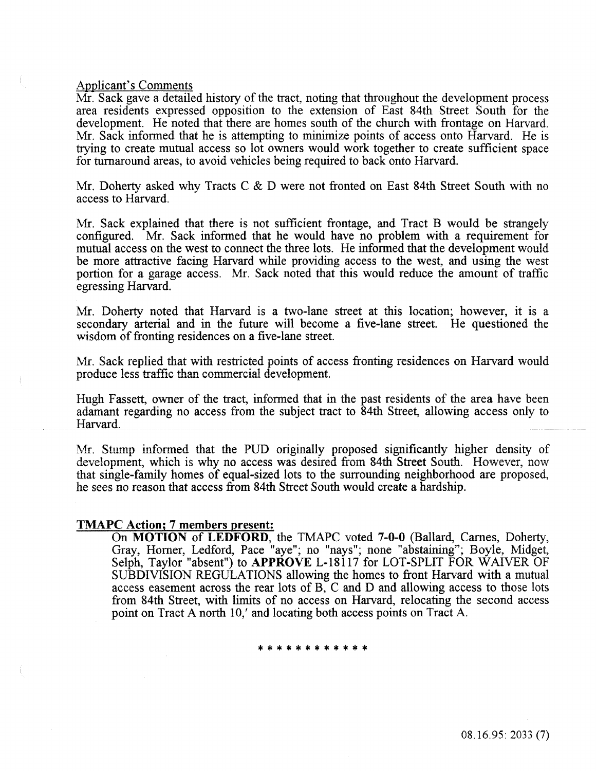Applicant's Comments

Mr. Sack gave a detailed history of the tract, noting that throughout the development process area residents expressed opposition to the extension of East 84th Street South for the development. He noted that there are homes south of the church with frontage on Harvard. Mr. Sack informed that he is attempting to minimize points of access onto Harvard. He is trying to create mutual access so lot owners would work together to create sufficient space for turnaround areas, to avoid vehicles being required to back onto Harvard.

Mr. Doherty asked why Tracts C & D were not fronted on East 84th Street South with no access to Harvard.

Mr. Sack explained that there is not sufficient frontage, and Tract B would be strangely configured. Mr. Sack informed that he would have no problem with a requirement for mutual access on the west to connect the three lots. He informed that the development would be more attractive facing Harvard while providing access to the west, and using the west portion for a garage access. Mr. Sack noted that this would reduce the amount of traffic egressing Harvard.

Mr. Doherty noted that Harvard is a two-lane street at this location; however, it is a secondary arterial and in the future will become a five-lane street. He questioned the wisdom of fronting residences on a five-lane street.

Mr. Sack replied that with restricted points of access fronting residences on Harvard would produce less traffic than commercial development.

Hugh Fassett, owner of the tract, informed that in the past residents of the area have been adamant regarding no access from the subject tract to 84th Street, allowing access only to Harvard.

Mr. Stump informed that the PUD originally proposed significantly higher density of development, which is why no access was desired from 84th Street South. However, now that single-family homes of equal-sized lots to the surrounding neighborhood are proposed, he sees no reason that access from 84th Street South would create a hardship.

**TMAPC Action; 7 members present:**

On **MOTION** of **LEDFORD**, the TMAPC voted **7-0-0** (Ballard, Carnes, Doherty, Gray, Horner, Ledford, Pace "aye"; no "nays"; none "abstaining"; Boyle, Midget, Selph, Taylor "absent") to **APPROVE** L-18117 for LOT-SPLIT FOR WAIVER OF SUBDIVISION REGULATIONS allowing the homes to front Harvard with a mutual access easement across the rear lots of B, C and D and allowing access to those lots from 84th Street, with limits of no access on Harvard, relocating the second access point on Tract A north 10,' and locating both access points on Tract A.

* * * * * * * * * * * *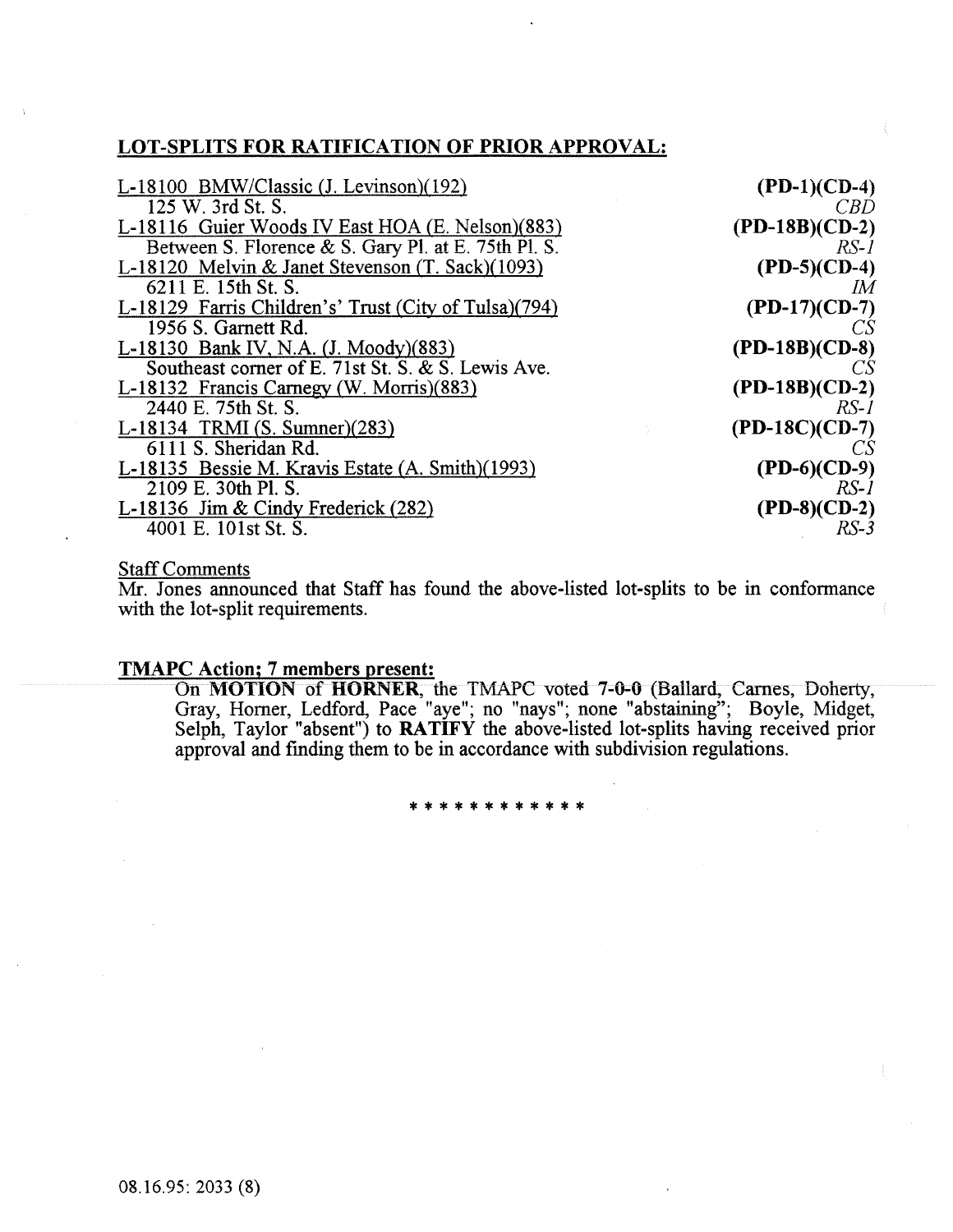## LOT-SPLITS FOR RATIFICATION OF PRIOR APPROVAL:

| | |
|---|---|
| L-18100 BMW/Classic (J. Levinson)(192) | **(PD-1)(CD-4)** |
| 125 W. 3rd St. S. | *CBD* |
| L-18116 Guier Woods IV East HOA (E. Nelson)(883) | **(PD-18B)(CD-2)** |
| Between S. Florence & S. Gary Pl. at E. 75th Pl. S. | *RS-1* |
| L-18120 Melvin & Janet Stevenson (T. Sack)(1093) | **(PD-5)(CD-4)** |
| 6211 E. 15th St. S. | *IM* |
| L-18129 Farris Children's' Trust (City of Tulsa)(794) | **(PD-17)(CD-7)** |
| 1956 S. Garnett Rd. | *CS* |
| L-18130 Bank IV, N.A. (J. Moody)(883) | **(PD-18B)(CD-8)** |
| Southeast corner of E. 71st St. S. & S. Lewis Ave. | *CS* |
| L-18132 Francis Carnegy (W. Morris)(883) | **(PD-18B)(CD-2)** |
| 2440 E. 75th St. S. | *RS-1* |
| L-18134 TRMI (S. Sumner)(283) | **(PD-18C)(CD-7)** |
| 6111 S. Sheridan Rd. | *CS* |
| L-18135 Bessie M. Kravis Estate (A. Smith)(1993) | **(PD-6)(CD-9)** |
| 2109 E. 30th Pl. S. | *RS-1* |
| L-18136 Jim & Cindy Frederick (282) | **(PD-8)(CD-2)** |
| 4001 E. 101st St. S. | *RS-3* |

Staff Comments

Mr. Jones announced that Staff has found the above-listed lot-splits to be in conformance with the lot-split requirements.

**TMAPC Action; 7 members present:**

On **MOTION** of **HORNER**, the TMAPC voted **7-0-0** (Ballard, Carnes, Doherty, Gray, Horner, Ledford, Pace "aye"; no "nays"; none "abstaining"; Boyle, Midget, Selph, Taylor "absent") to **RATIFY** the above-listed lot-splits having received prior approval and finding them to be in accordance with subdivision regulations.

\* \* \* \* \* \* \* \* \* \* \* \*

08.16.95: 2033 (8)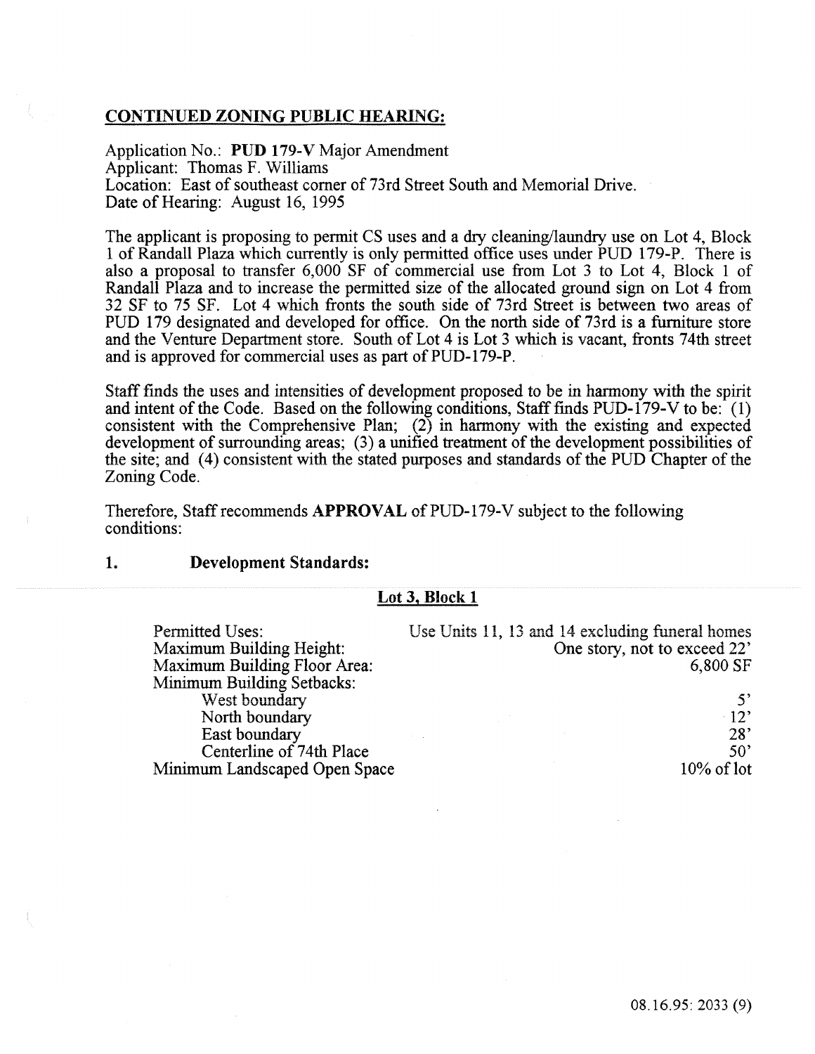## CONTINUED ZONING PUBLIC HEARING:

Application No.: **PUD 179-V** Major Amendment
Applicant: Thomas F. Williams
Location: East of southeast corner of 73rd Street South and Memorial Drive.
Date of Hearing: August 16, 1995

The applicant is proposing to permit CS uses and a dry cleaning/laundry use on Lot 4, Block 1 of Randall Plaza which currently is only permitted office uses under PUD 179-P. There is also a proposal to transfer 6,000 SF of commercial use from Lot 3 to Lot 4, Block 1 of Randall Plaza and to increase the permitted size of the allocated ground sign on Lot 4 from 32 SF to 75 SF. Lot 4 which fronts the south side of 73rd Street is between two areas of PUD 179 designated and developed for office. On the north side of 73rd is a furniture store and the Venture Department store. South of Lot 4 is Lot 3 which is vacant, fronts 74th street and is approved for commercial uses as part of PUD-179-P.

Staff finds the uses and intensities of development proposed to be in harmony with the spirit and intent of the Code. Based on the following conditions, Staff finds PUD-179-V to be: (1) consistent with the Comprehensive Plan; (2) in harmony with the existing and expected development of surrounding areas; (3) a unified treatment of the development possibilities of the site; and (4) consistent with the stated purposes and standards of the PUD Chapter of the Zoning Code.

Therefore, Staff recommends **APPROVAL** of PUD-179-V subject to the following conditions:

1. **Development Standards:**

**Lot 3, Block 1**

| | |
|---|---|
| Permitted Uses: | Use Units 11, 13 and 14 excluding funeral homes |
| Maximum Building Height: | One story, not to exceed 22' |
| Maximum Building Floor Area: | 6,800 SF |
| Minimum Building Setbacks: | |
| West boundary | 5' |
| North boundary | 12' |
| East boundary | 28' |
| Centerline of 74th Place | 50' |
| Minimum Landscaped Open Space | 10% of lot |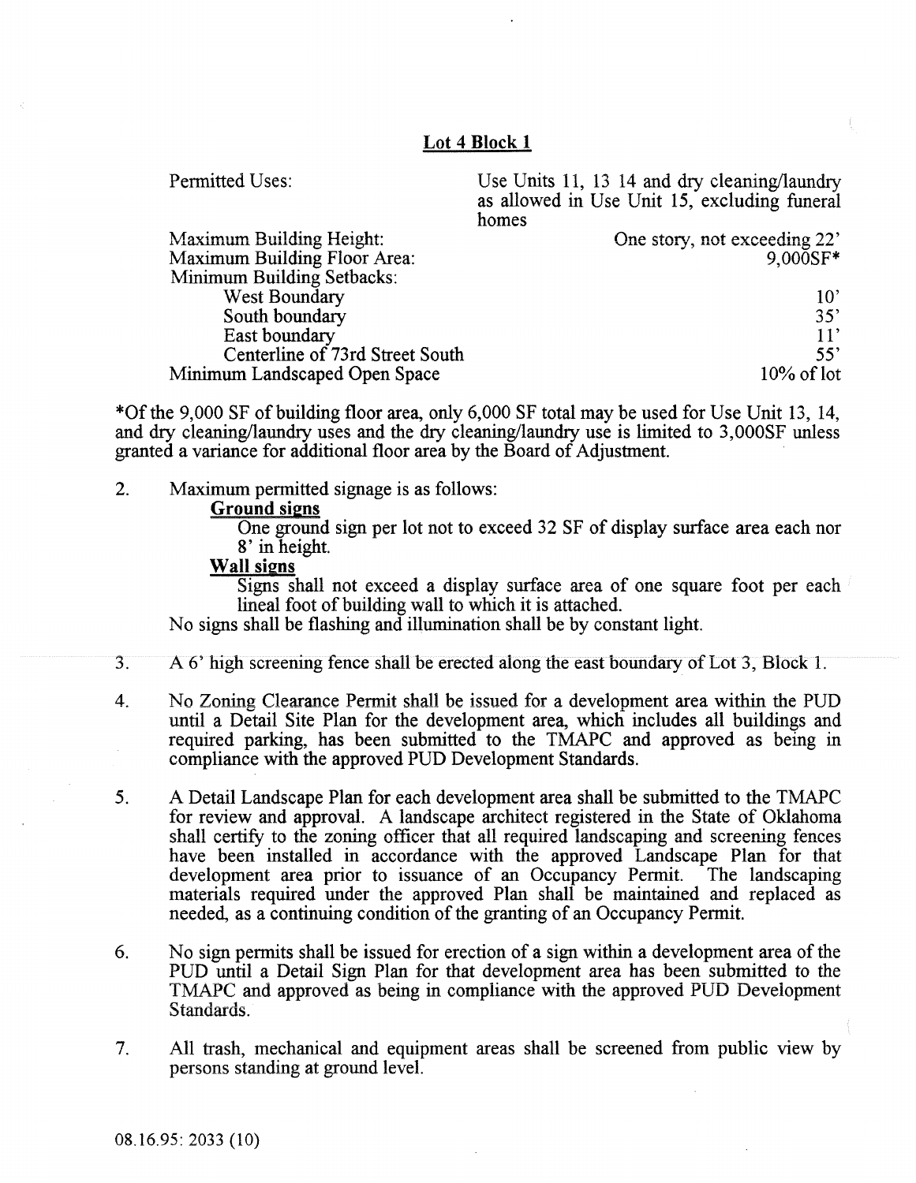**Lot 4 Block 1**

| | |
|---|---|
| Permitted Uses: | Use Units 11, 13 14 and dry cleaning/laundry as allowed in Use Unit 15, excluding funeral homes |
| Maximum Building Height: | One story, not exceeding 22' |
| Maximum Building Floor Area: | 9,000SF* |
| Minimum Building Setbacks: | |
| West Boundary | 10' |
| South boundary | 35' |
| East boundary | 11' |
| Centerline of 73rd Street South | 55' |
| Minimum Landscaped Open Space | 10% of lot |

*Of the 9,000 SF of building floor area, only 6,000 SF total may be used for Use Unit 13, 14, and dry cleaning/laundry uses and the dry cleaning/laundry use is limited to 3,000SF unless granted a variance for additional floor area by the Board of Adjustment.

2. Maximum permitted signage is as follows:

   **Ground signs**

   One ground sign per lot not to exceed 32 SF of display surface area each nor 8' in height.

   **Wall signs**

   Signs shall not exceed a display surface area of one square foot per each lineal foot of building wall to which it is attached.

   No signs shall be flashing and illumination shall be by constant light.

3. A 6' high screening fence shall be erected along the east boundary of Lot 3, Block 1.

4. No Zoning Clearance Permit shall be issued for a development area within the PUD until a Detail Site Plan for the development area, which includes all buildings and required parking, has been submitted to the TMAPC and approved as being in compliance with the approved PUD Development Standards.

5. A Detail Landscape Plan for each development area shall be submitted to the TMAPC for review and approval. A landscape architect registered in the State of Oklahoma shall certify to the zoning officer that all required landscaping and screening fences have been installed in accordance with the approved Landscape Plan for that development area prior to issuance of an Occupancy Permit. The landscaping materials required under the approved Plan shall be maintained and replaced as needed, as a continuing condition of the granting of an Occupancy Permit.

6. No sign permits shall be issued for erection of a sign within a development area of the PUD until a Detail Sign Plan for that development area has been submitted to the TMAPC and approved as being in compliance with the approved PUD Development Standards.

7. All trash, mechanical and equipment areas shall be screened from public view by persons standing at ground level.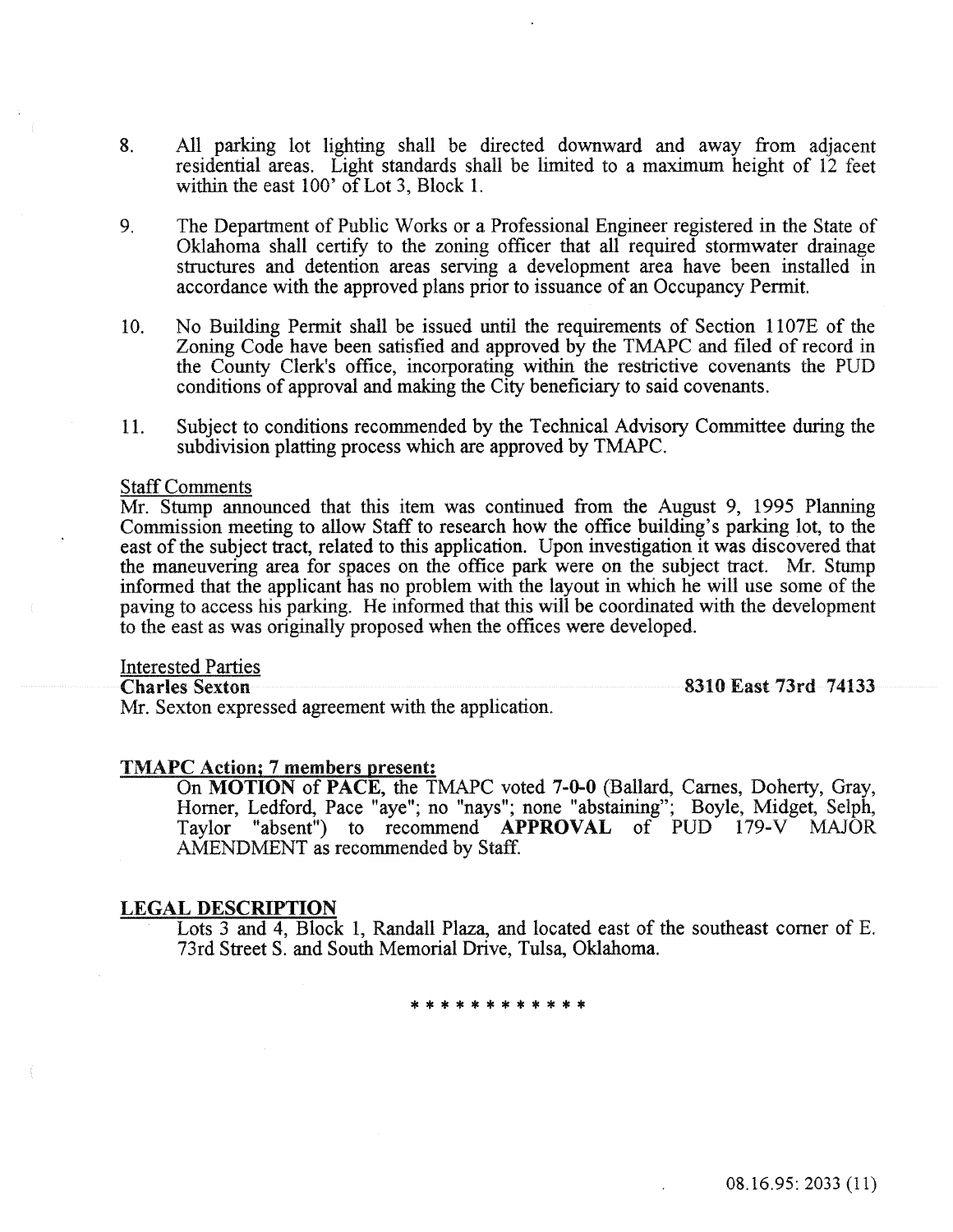8. All parking lot lighting shall be directed downward and away from adjacent residential areas. Light standards shall be limited to a maximum height of 12 feet within the east 100' of Lot 3, Block 1.

9. The Department of Public Works or a Professional Engineer registered in the State of Oklahoma shall certify to the zoning officer that all required stormwater drainage structures and detention areas serving a development area have been installed in accordance with the approved plans prior to issuance of an Occupancy Permit.

10. No Building Permit shall be issued until the requirements of Section 1107E of the Zoning Code have been satisfied and approved by the TMAPC and filed of record in the County Clerk's office, incorporating within the restrictive covenants the PUD conditions of approval and making the City beneficiary to said covenants.

11. Subject to conditions recommended by the Technical Advisory Committee during the subdivision platting process which are approved by TMAPC.

Staff Comments

Mr. Stump announced that this item was continued from the August 9, 1995 Planning Commission meeting to allow Staff to research how the office building's parking lot, to the east of the subject tract, related to this application. Upon investigation it was discovered that the maneuvering area for spaces on the office park were on the subject tract. Mr. Stump informed that the applicant has no problem with the layout in which he will use some of the paving to access his parking. He informed that this will be coordinated with the development to the east as was originally proposed when the offices were developed.

Interested Parties

**Charles Sexton** **8310 East 73rd 74133**

Mr. Sexton expressed agreement with the application.

**TMAPC Action; 7 members present:**

On **MOTION** of **PACE**, the TMAPC voted **7-0-0** (Ballard, Carnes, Doherty, Gray, Horner, Ledford, Pace "aye"; no "nays"; none "abstaining"; Boyle, Midget, Selph, Taylor "absent") to recommend **APPROVAL** of PUD 179-V MAJOR AMENDMENT as recommended by Staff.

**LEGAL DESCRIPTION**

Lots 3 and 4, Block 1, Randall Plaza, and located east of the southeast corner of E. 73rd Street S. and South Memorial Drive, Tulsa, Oklahoma.

\* \* \* \* \* \* \* \* \* \* \* \*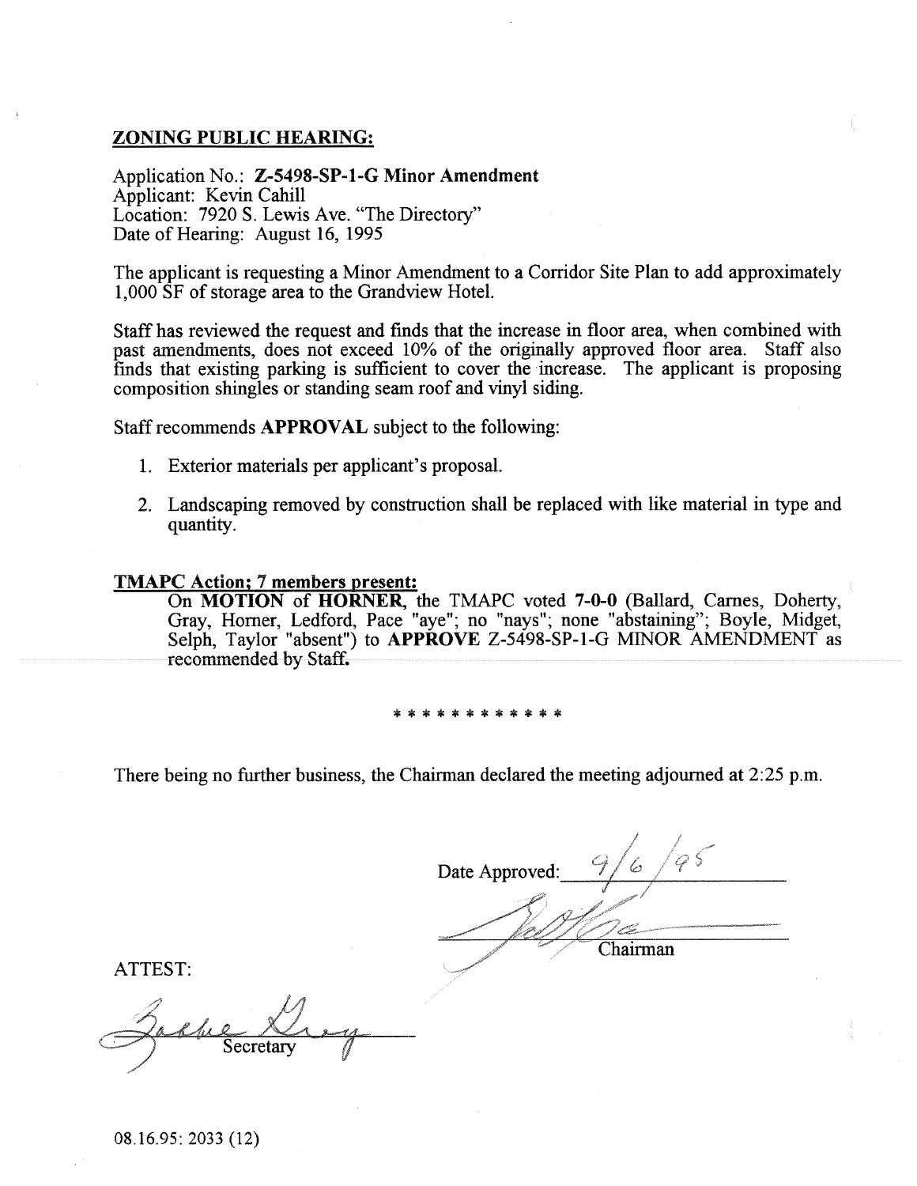**ZONING PUBLIC HEARING:**

Application No.: **Z-5498-SP-1-G Minor Amendment**
Applicant: Kevin Cahill
Location: 7920 S. Lewis Ave. "The Directory"
Date of Hearing: August 16, 1995

The applicant is requesting a Minor Amendment to a Corridor Site Plan to add approximately 1,000 SF of storage area to the Grandview Hotel.

Staff has reviewed the request and finds that the increase in floor area, when combined with past amendments, does not exceed 10% of the originally approved floor area. Staff also finds that existing parking is sufficient to cover the increase. The applicant is proposing composition shingles or standing seam roof and vinyl siding.

Staff recommends **APPROVAL** subject to the following:

1. Exterior materials per applicant's proposal.
2. Landscaping removed by construction shall be replaced with like material in type and quantity.

**TMAPC Action; 7 members present:**

On **MOTION** of **HORNER**, the TMAPC voted **7-0-0** (Ballard, Carnes, Doherty, Gray, Horner, Ledford, Pace "aye"; no "nays"; none "abstaining"; Boyle, Midget, Selph, Taylor "absent") to **APPROVE** Z-5498-SP-1-G MINOR AMENDMENT as recommended by Staff.

\* \* \* \* \* \* \* \* \* \* \* \*

There being no further business, the Chairman declared the meeting adjourned at 2:25 p.m.

Date Approved: 9/6/95

Chairman

ATTEST:

Secretary

08.16.95: 2033 (12)